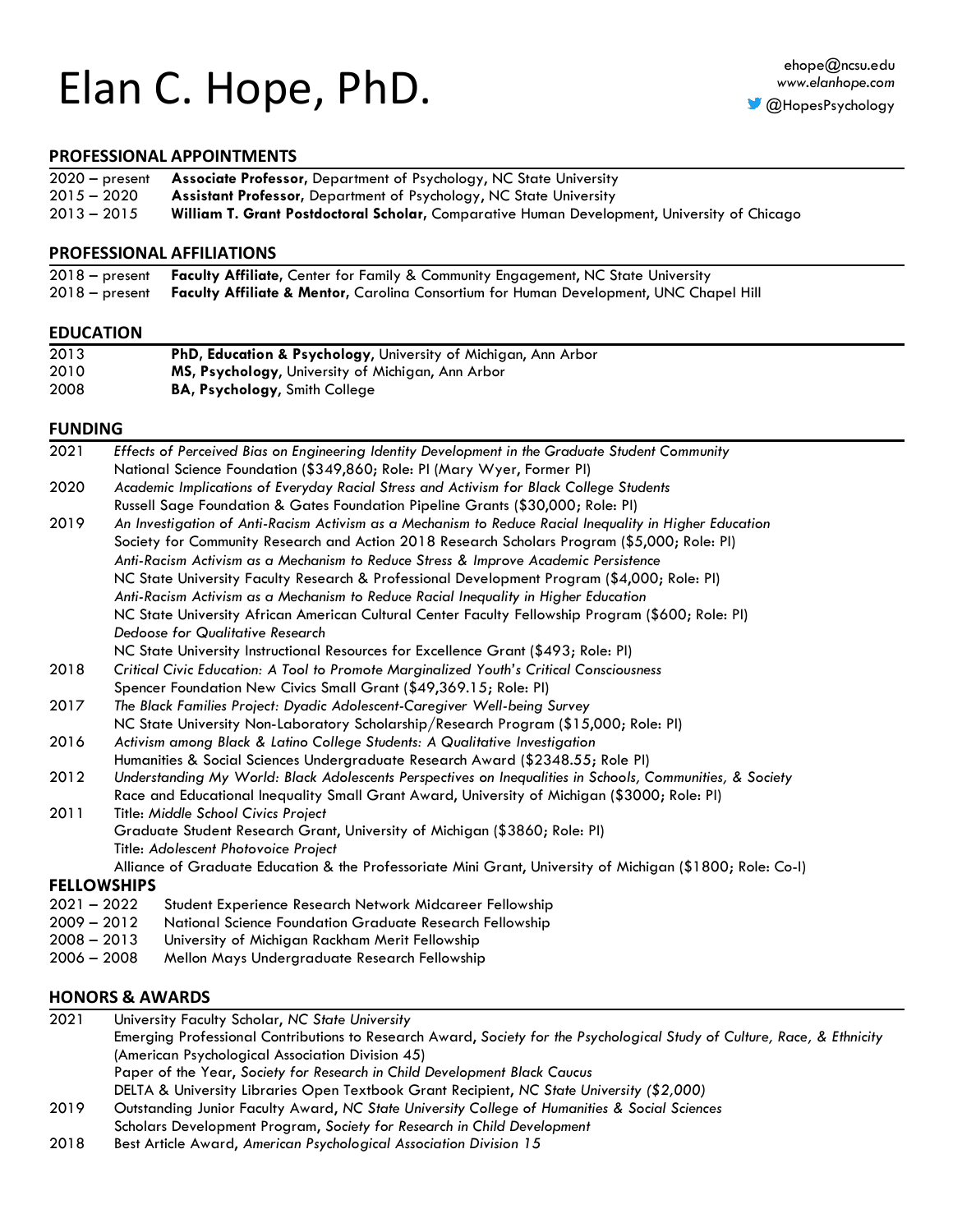# Elan C. Hope, PhD.

ehope@ncsu.edu
*www.elanhope.com*
@HopesPsychology

## PROFESSIONAL APPOINTMENTS

2020 – present **Associate Professor**, Department of Psychology, NC State University
2015 – 2020 **Assistant Professor**, Department of Psychology, NC State University
2013 – 2015 **William T. Grant Postdoctoral Scholar**, Comparative Human Development, University of Chicago

## PROFESSIONAL AFFILIATIONS

2018 – present **Faculty Affiliate**, Center for Family & Community Engagement, NC State University
2018 – present **Faculty Affiliate & Mentor**, Carolina Consortium for Human Development, UNC Chapel Hill

## EDUCATION

2013 **PhD, Education & Psychology**, University of Michigan, Ann Arbor
2010 **MS, Psychology**, University of Michigan, Ann Arbor
2008 **BA, Psychology**, Smith College

## FUNDING

2021 *Effects of Perceived Bias on Engineering Identity Development in the Graduate Student Community*
National Science Foundation ($349,860; Role: PI (Mary Wyer, Former PI)

2020 *Academic Implications of Everyday Racial Stress and Activism for Black College Students*
Russell Sage Foundation & Gates Foundation Pipeline Grants ($30,000; Role: PI)

2019 *An Investigation of Anti-Racism Activism as a Mechanism to Reduce Racial Inequality in Higher Education*
Society for Community Research and Action 2018 Research Scholars Program ($5,000; Role: PI)
*Anti-Racism Activism as a Mechanism to Reduce Stress & Improve Academic Persistence*
NC State University Faculty Research & Professional Development Program ($4,000; Role: PI)
*Anti-Racism Activism as a Mechanism to Reduce Racial Inequality in Higher Education*
NC State University African American Cultural Center Faculty Fellowship Program ($600; Role: PI)
*Dedoose for Qualitative Research*
NC State University Instructional Resources for Excellence Grant ($493; Role: PI)

2018 *Critical Civic Education: A Tool to Promote Marginalized Youth's Critical Consciousness*
Spencer Foundation New Civics Small Grant ($49,369.15; Role: PI)

2017 *The Black Families Project: Dyadic Adolescent-Caregiver Well-being Survey*
NC State University Non-Laboratory Scholarship/Research Program ($15,000; Role: PI)

2016 *Activism among Black & Latino College Students: A Qualitative Investigation*
Humanities & Social Sciences Undergraduate Research Award ($2348.55; Role PI)

2012 *Understanding My World: Black Adolescents Perspectives on Inequalities in Schools, Communities, & Society*
Race and Educational Inequality Small Grant Award, University of Michigan ($3000; Role: PI)

2011 Title: *Middle School Civics Project*
Graduate Student Research Grant, University of Michigan ($3860; Role: PI)
Title: *Adolescent Photovoice Project*
Alliance of Graduate Education & the Professoriate Mini Grant, University of Michigan ($1800; Role: Co-I)

## FELLOWSHIPS

2021 – 2022 Student Experience Research Network Midcareer Fellowship
2009 – 2012 National Science Foundation Graduate Research Fellowship
2008 – 2013 University of Michigan Rackham Merit Fellowship
2006 – 2008 Mellon Mays Undergraduate Research Fellowship

## HONORS & AWARDS

2021 University Faculty Scholar, *NC State University*
Emerging Professional Contributions to Research Award, *Society for the Psychological Study of Culture, Race, & Ethnicity* (American Psychological Association Division 45)
Paper of the Year, *Society for Research in Child Development Black Caucus*
DELTA & University Libraries Open Textbook Grant Recipient, *NC State University ($2,000)*

2019 Outstanding Junior Faculty Award, *NC State University College of Humanities & Social Sciences*
Scholars Development Program, *Society for Research in Child Development*

2018 Best Article Award, *American Psychological Association Division 15*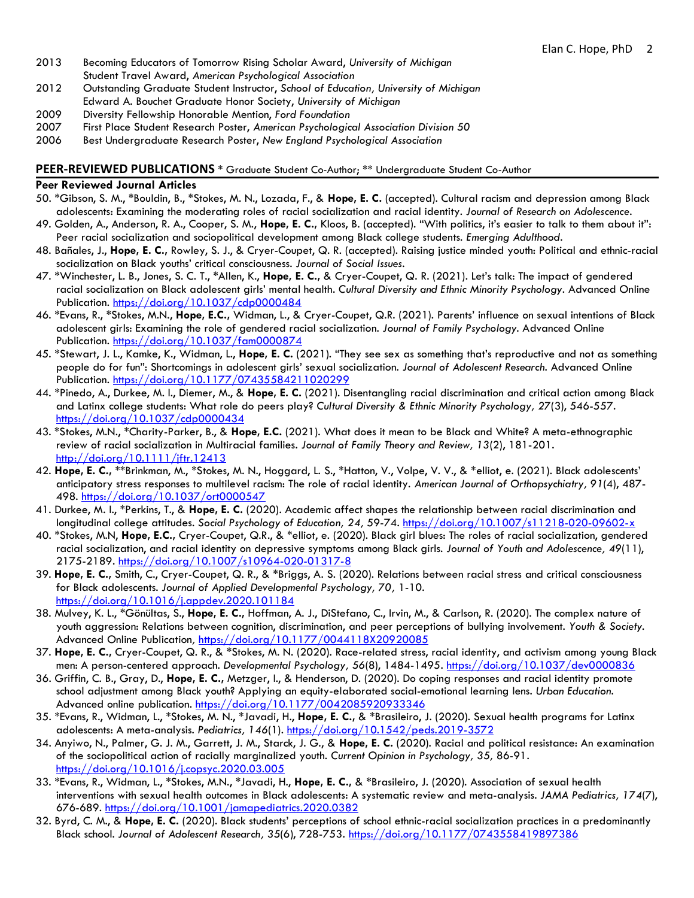2013 Becoming Educators of Tomorrow Rising Scholar Award, *University of Michigan*
Student Travel Award, *American Psychological Association*

2012 Outstanding Graduate Student Instructor, *School of Education, University of Michigan*
Edward A. Bouchet Graduate Honor Society, *University of Michigan*

2009 Diversity Fellowship Honorable Mention, *Ford Foundation*

2007 First Place Student Research Poster, *American Psychological Association Division 50*

2006 Best Undergraduate Research Poster, *New England Psychological Association*

## PEER-REVIEWED PUBLICATIONS * Graduate Student Co-Author; ** Undergraduate Student Co-Author

### Peer Reviewed Journal Articles

50. *Gibson, S. M., *Bouldin, B., *Stokes, M. N., Lozada, F., & **Hope, E. C.** (accepted). Cultural racism and depression among Black adolescents: Examining the moderating roles of racial socialization and racial identity. *Journal of Research on Adolescence*.
49. Golden, A., Anderson, R. A., Cooper, S. M., **Hope, E. C.**, Kloos, B. (accepted). "With politics, it's easier to talk to them about it": Peer racial socialization and sociopolitical development among Black college students. *Emerging Adulthood*.
48. Bañales, J., **Hope, E. C.**, Rowley, S. J., & Cryer-Coupet, Q. R. (accepted). Raising justice minded youth: Political and ethnic-racial socialization on Black youths' critical consciousness. *Journal of Social Issues*.
47. *Winchester, L. B., Jones, S. C. T., *Allen, K., **Hope, E. C.**, & Cryer-Coupet, Q. R. (2021). Let's talk: The impact of gendered racial socialization on Black adolescent girls' mental health. *Cultural Diversity and Ethnic Minority Psychology*. Advanced Online Publication. https://doi.org/10.1037/cdp0000484
46. *Evans, R., *Stokes, M.N., **Hope, E.C.**, Widman, L., & Cryer-Coupet, Q.R. (2021). Parents' influence on sexual intentions of Black adolescent girls: Examining the role of gendered racial socialization. *Journal of Family Psychology*. Advanced Online Publication. https://doi.org/10.1037/fam0000874
45. *Stewart, J. L., Kamke, K., Widman, L., **Hope, E. C.** (2021). "They see sex as something that's reproductive and not as something people do for fun": Shortcomings in adolescent girls' sexual socialization. *Journal of Adolescent Research*. Advanced Online Publication. https://doi.org/10.1177/07435584211020299
44. *Pinedo, A., Durkee, M. I., Diemer, M., & **Hope, E. C.** (2021). Disentangling racial discrimination and critical action among Black and Latinx college students: What role do peers play? *Cultural Diversity & Ethnic Minority Psychology, 27*(3), 546-557. https://doi.org/10.1037/cdp0000434
43. *Stokes, M.N., *Charity-Parker, B., & **Hope, E.C.** (2021). What does it mean to be Black and White? A meta-ethnographic review of racial socialization in Multiracial families. *Journal of Family Theory and Review, 13*(2), 181-201. http://doi.org/10.1111/jftr.12413
42. **Hope, E. C.**, **Brinkman, M., *Stokes, M. N., Hoggard, L. S., *Hatton, V., Volpe, V. V., & *elliot, e. (2021). Black adolescents' anticipatory stress responses to multilevel racism: The role of racial identity. *American Journal of Orthopsychiatry, 91*(4), 487-498. https://doi.org/10.1037/ort0000547
41. Durkee, M. I., *Perkins, T., & **Hope, E. C.** (2020). Academic affect shapes the relationship between racial discrimination and longitudinal college attitudes. *Social Psychology of Education, 24,* 59-74. https://doi.org/10.1007/s11218-020-09602-x
40. *Stokes, M.N, **Hope, E.C.**, Cryer-Coupet, Q.R., & *elliot, e. (2020). Black girl blues: The roles of racial socialization, gendered racial socialization, and racial identity on depressive symptoms among Black girls. *Journal of Youth and Adolescence, 49*(11), 2175-2189. https://doi.org/10.1007/s10964-020-01317-8
39. **Hope, E. C.**, Smith, C., Cryer-Coupet, Q. R., & *Briggs, A. S. (2020). Relations between racial stress and critical consciousness for Black adolescents. *Journal of Applied Developmental Psychology, 70,* 1-10. https://doi.org/10.1016/j.appdev.2020.101184
38. Mulvey, K. L., *Gönültas, S., **Hope, E. C.**, Hoffman, A. J., DiStefano, C., Irvin, M., & Carlson, R. (2020). The complex nature of youth aggression: Relations between cognition, discrimination, and peer perceptions of bullying involvement. *Youth & Society*. Advanced Online Publication, https://doi.org/10.1177/0044118X20920085
37. **Hope, E. C.**, Cryer-Coupet, Q. R., & *Stokes, M. N. (2020). Race-related stress, racial identity, and activism among young Black men: A person-centered approach. *Developmental Psychology, 56*(8), 1484-1495. https://doi.org/10.1037/dev0000836
36. Griffin, C. B., Gray, D., **Hope, E. C.**, Metzger, I., & Henderson, D. (2020). Do coping responses and racial identity promote school adjustment among Black youth? Applying an equity-elaborated social-emotional learning lens. *Urban Education*. Advanced online publication. https://doi.org/10.1177/0042085920933346
35. *Evans, R., Widman, L., *Stokes, M. N., *Javadi, H., **Hope, E. C.**, & *Brasileiro, J. (2020). Sexual health programs for Latinx adolescents: A meta-analysis. *Pediatrics, 146*(1). https://doi.org/10.1542/peds.2019-3572
34. Anyiwo, N., Palmer, G. J. M., Garrett, J. M., Starck, J. G., & **Hope, E. C.** (2020). Racial and political resistance: An examination of the sociopolitical action of racially marginalized youth. *Current Opinion in Psychology, 35,* 86-91. https://doi.org/10.1016/j.copsyc.2020.03.005
33. *Evans, R., Widman, L., *Stokes, M.N., *Javadi, H., **Hope, E. C.**, & *Brasileiro, J. (2020). Association of sexual health interventions with sexual health outcomes in Black adolescents: A systematic review and meta-analysis. *JAMA Pediatrics, 174*(7), 676-689. https://doi.org/10.1001/jamapediatrics.2020.0382
32. Byrd, C. M., & **Hope, E. C.** (2020). Black students' perceptions of school ethnic-racial socialization practices in a predominantly Black school. *Journal of Adolescent Research, 35*(6), 728-753. https://doi.org/10.1177/0743558419897386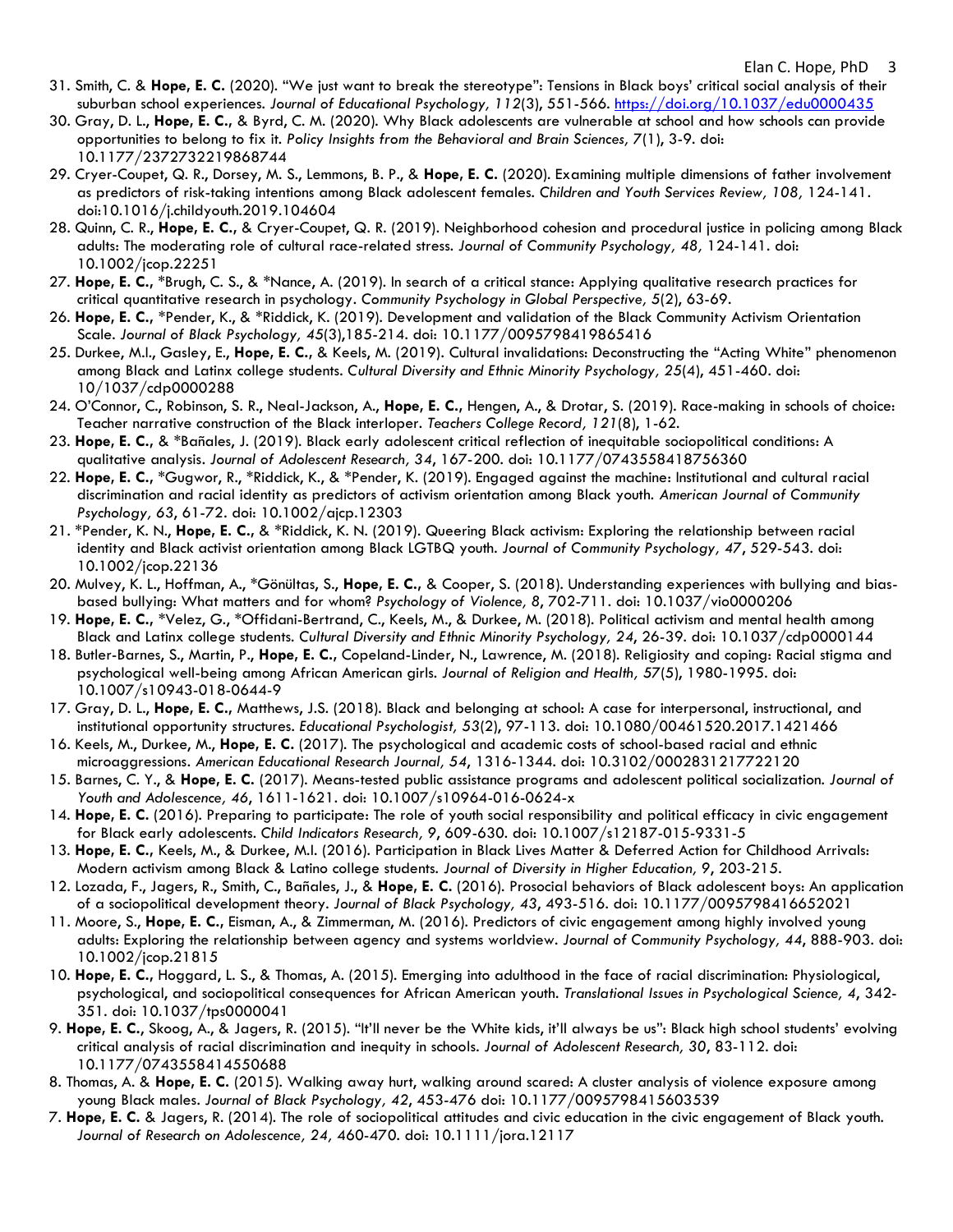31. Smith, C. & **Hope, E. C.** (2020). "We just want to break the stereotype": Tensions in Black boys' critical social analysis of their suburban school experiences. *Journal of Educational Psychology, 112*(3), 551-566. https://doi.org/10.1037/edu0000435
30. Gray, D. L., **Hope, E. C.**, & Byrd, C. M. (2020). Why Black adolescents are vulnerable at school and how schools can provide opportunities to belong to fix it. *Policy Insights from the Behavioral and Brain Sciences, 7*(1), 3-9. doi: 10.1177/2372732219868744
29. Cryer-Coupet, Q. R., Dorsey, M. S., Lemmons, B. P., & **Hope, E. C.** (2020). Examining multiple dimensions of father involvement as predictors of risk-taking intentions among Black adolescent females. *Children and Youth Services Review, 108*, 124-141. doi:10.1016/j.childyouth.2019.104604
28. Quinn, C. R., **Hope, E. C.**, & Cryer-Coupet, Q. R. (2019). Neighborhood cohesion and procedural justice in policing among Black adults: The moderating role of cultural race-related stress. *Journal of Community Psychology, 48*, 124-141. doi: 10.1002/jcop.22251
27. **Hope, E. C.**, *Brugh, C. S., & *Nance, A. (2019). In search of a critical stance: Applying qualitative research practices for critical quantitative research in psychology. *Community Psychology in Global Perspective, 5*(2), 63-69.
26. **Hope, E. C.**, *Pender, K., & *Riddick, K. (2019). Development and validation of the Black Community Activism Orientation Scale. *Journal of Black Psychology, 45*(3),185-214. doi: 10.1177/0095798419865416
25. Durkee, M.I., Gasley, E., **Hope, E. C.**, & Keels, M. (2019). Cultural invalidations: Deconstructing the "Acting White" phenomenon among Black and Latinx college students. *Cultural Diversity and Ethnic Minority Psychology, 25*(4), 451-460. doi: 10/1037/cdp0000288
24. O'Connor, C., Robinson, S. R., Neal-Jackson, A., **Hope, E. C.**, Hengen, A., & Drotar, S. (2019). Race-making in schools of choice: Teacher narrative construction of the Black interloper. *Teachers College Record, 121*(8), 1-62.
23. **Hope, E. C.**, & *Bañales, J. (2019). Black early adolescent critical reflection of inequitable sociopolitical conditions: A qualitative analysis. *Journal of Adolescent Research, 34*, 167-200. doi: 10.1177/0743558418756360
22. **Hope, E. C.**, *Gugwor, R., *Riddick, K., & *Pender, K. (2019). Engaged against the machine: Institutional and cultural racial discrimination and racial identity as predictors of activism orientation among Black youth. *American Journal of Community Psychology, 63*, 61-72. doi: 10.1002/ajcp.12303
21. *Pender, K. N., **Hope, E. C.**, & *Riddick, K. N. (2019). Queering Black activism: Exploring the relationship between racial identity and Black activist orientation among Black LGTBQ youth. *Journal of Community Psychology, 47*, 529-543. doi: 10.1002/jcop.22136
20. Mulvey, K. L., Hoffman, A., *Gönültas, S., **Hope, E. C.**, & Cooper, S. (2018). Understanding experiences with bullying and bias-based bullying: What matters and for whom? *Psychology of Violence, 8*, 702-711. doi: 10.1037/vio0000206
19. **Hope, E. C.**, *Velez, G., *Offidani-Bertrand, C., Keels, M., & Durkee, M. (2018). Political activism and mental health among Black and Latinx college students. *Cultural Diversity and Ethnic Minority Psychology, 24*, 26-39. doi: 10.1037/cdp0000144
18. Butler-Barnes, S., Martin, P., **Hope, E. C.**, Copeland-Linder, N., Lawrence, M. (2018). Religiosity and coping: Racial stigma and psychological well-being among African American girls. *Journal of Religion and Health, 57*(5), 1980-1995. doi: 10.1007/s10943-018-0644-9
17. Gray, D. L., **Hope, E. C.**, Matthews, J.S. (2018). Black and belonging at school: A case for interpersonal, instructional, and institutional opportunity structures. *Educational Psychologist, 53*(2), 97-113. doi: 10.1080/00461520.2017.1421466
16. Keels, M., Durkee, M., **Hope, E. C.** (2017). The psychological and academic costs of school-based racial and ethnic microaggressions. *American Educational Research Journal, 54*, 1316-1344. doi: 10.3102/0002831217722120
15. Barnes, C. Y., & **Hope, E. C.** (2017). Means-tested public assistance programs and adolescent political socialization. *Journal of Youth and Adolescence, 46*, 1611-1621. doi: 10.1007/s10964-016-0624-x
14. **Hope, E. C.** (2016). Preparing to participate: The role of youth social responsibility and political efficacy in civic engagement for Black early adolescents. *Child Indicators Research, 9*, 609-630. doi: 10.1007/s12187-015-9331-5
13. **Hope, E. C.**, Keels, M., & Durkee, M.I. (2016). Participation in Black Lives Matter & Deferred Action for Childhood Arrivals: Modern activism among Black & Latino college students. *Journal of Diversity in Higher Education, 9*, 203-215.
12. Lozada, F., Jagers, R., Smith, C., Bañales, J., & **Hope, E. C.** (2016). Prosocial behaviors of Black adolescent boys: An application of a sociopolitical development theory. *Journal of Black Psychology, 43*, 493-516. doi: 10.1177/0095798416652021
11. Moore, S., **Hope, E. C.**, Eisman, A., & Zimmerman, M. (2016). Predictors of civic engagement among highly involved young adults: Exploring the relationship between agency and systems worldview. *Journal of Community Psychology, 44*, 888-903. doi: 10.1002/jcop.21815
10. **Hope, E. C.**, Hoggard, L. S., & Thomas, A. (2015). Emerging into adulthood in the face of racial discrimination: Physiological, psychological, and sociopolitical consequences for African American youth. *Translational Issues in Psychological Science, 4*, 342-351. doi: 10.1037/tps0000041
9. **Hope, E. C.**, Skoog, A., & Jagers, R. (2015). "It'll never be the White kids, it'll always be us": Black high school students' evolving critical analysis of racial discrimination and inequity in schools. *Journal of Adolescent Research, 30*, 83-112. doi: 10.1177/0743558414550688
8. Thomas, A. & **Hope, E. C.** (2015). Walking away hurt, walking around scared: A cluster analysis of violence exposure among young Black males. *Journal of Black Psychology, 42*, 453-476 doi: 10.1177/0095798415603539
7. **Hope, E. C.** & Jagers, R. (2014). The role of sociopolitical attitudes and civic education in the civic engagement of Black youth. *Journal of Research on Adolescence, 24*, 460-470. doi: 10.1111/jora.12117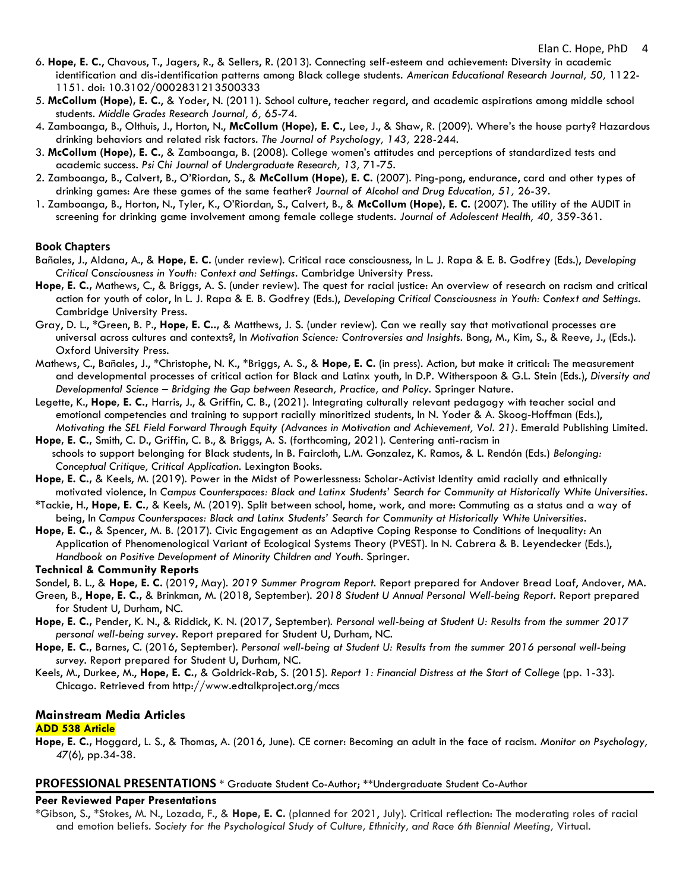6. **Hope, E. C.**, Chavous, T., Jagers, R., & Sellers, R. (2013). Connecting self-esteem and achievement: Diversity in academic identification and dis-identification patterns among Black college students. *American Educational Research Journal, 50,* 1122-1151. doi: 10.3102/0002831213500333

5. **McCollum (Hope), E. C.**, & Yoder, N. (2011). School culture, teacher regard, and academic aspirations among middle school students. *Middle Grades Research Journal, 6,* 65-74.

4. Zamboanga, B., Olthuis, J., Horton, N., **McCollum (Hope), E. C.**, Lee, J., & Shaw, R. (2009). Where's the house party? Hazardous drinking behaviors and related risk factors. *The Journal of Psychology, 143,* 228-244.

3. **McCollum (Hope), E. C.**, & Zamboanga, B. (2008). College women's attitudes and perceptions of standardized tests and academic success. *Psi Chi Journal of Undergraduate Research, 13,* 71-75.

2. Zamboanga, B., Calvert, B., O'Riordan, S., & **McCollum (Hope), E. C.** (2007). Ping-pong, endurance, card and other types of drinking games: Are these games of the same feather? *Journal of Alcohol and Drug Education, 51,* 26-39.

1. Zamboanga, B., Horton, N., Tyler, K., O'Riordan, S., Calvert, B., & **McCollum (Hope), E. C.** (2007). The utility of the AUDIT in screening for drinking game involvement among female college students. *Journal of Adolescent Health, 40,* 359-361.

### Book Chapters

Bañales, J., Aldana, A., & **Hope, E. C.** (under review). Critical race consciousness, In L. J. Rapa & E. B. Godfrey (Eds.), *Developing Critical Consciousness in Youth: Context and Settings*. Cambridge University Press.

**Hope, E. C.**, Mathews, C., & Briggs, A. S. (under review). The quest for racial justice: An overview of research on racism and critical action for youth of color, In L. J. Rapa & E. B. Godfrey (Eds.), *Developing Critical Consciousness in Youth: Context and Settings*. Cambridge University Press.

Gray, D. L., *Green, B. P., **Hope, E. C.**., & Matthews, J. S. (under review). Can we really say that motivational processes are universal across cultures and contexts?, In *Motivation Science: Controversies and Insights*. Bong, M., Kim, S., & Reeve, J., (Eds.). Oxford University Press.

Mathews, C., Bañales, J., *Christophe, N. K., *Briggs, A. S., & **Hope, E. C.** (in press). Action, but make it critical: The measurement and developmental processes of critical action for Black and Latinx youth, In D.P. Witherspoon & G.L. Stein (Eds.), *Diversity and Developmental Science – Bridging the Gap between Research, Practice, and Policy.* Springer Nature.

Legette, K., **Hope, E. C.**, Harris, J., & Griffin, C. B., (2021). Integrating culturally relevant pedagogy with teacher social and emotional competencies and training to support racially minoritized students, In N. Yoder & A. Skoog-Hoffman (Eds.), *Motivating the SEL Field Forward Through Equity (Advances in Motivation and Achievement, Vol. 21)*. Emerald Publishing Limited.

**Hope, E. C.**, Smith, C. D., Griffin, C. B., & Briggs, A. S. (forthcoming, 2021). Centering anti-racism in schools to support belonging for Black students, In B. Faircloth, L.M. Gonzalez, K. Ramos, & L. Rendón (Eds.) *Belonging: Conceptual Critique, Critical Application.* Lexington Books.

**Hope, E. C.**, & Keels, M. (2019). Power in the Midst of Powerlessness: Scholar-Activist Identity amid racially and ethnically motivated violence, In *Campus Counterspaces: Black and Latinx Students' Search for Community at Historically White Universities*.

*Tackie, H., **Hope, E. C.**, & Keels, M. (2019). Split between school, home, work, and more: Commuting as a status and a way of being, In *Campus Counterspaces: Black and Latinx Students' Search for Community at Historically White Universities*.

**Hope, E. C.**, & Spencer, M. B. (2017). Civic Engagement as an Adaptive Coping Response to Conditions of Inequality: An Application of Phenomenological Variant of Ecological Systems Theory (PVEST). In N. Cabrera & B. Leyendecker (Eds.), *Handbook on Positive Development of Minority Children and Youth*. Springer.

### Technical & Community Reports

Sondel, B. L., & **Hope, E. C.** (2019, May). *2019 Summer Program Report.* Report prepared for Andover Bread Loaf, Andover, MA.

Green, B., **Hope, E. C.**, & Brinkman, M. (2018, September). *2018 Student U Annual Personal Well-being Report*. Report prepared for Student U, Durham, NC.

**Hope, E. C.**, Pender, K. N., & Riddick, K. N. (2017, September). *Personal well-being at Student U: Results from the summer 2017 personal well-being survey.* Report prepared for Student U, Durham, NC.

**Hope, E. C.**, Barnes, C. (2016, September). *Personal well-being at Student U: Results from the summer 2016 personal well-being survey.* Report prepared for Student U, Durham, NC.

Keels, M., Durkee, M., **Hope, E. C.**, & Goldrick-Rab, S. (2015). *Report 1: Financial Distress at the Start of College* (pp. 1-33). Chicago. Retrieved from http://www.edtalkproject.org/mccs

### Mainstream Media Articles

**ADD 538 Article**

**Hope, E. C.**, Hoggard, L. S., & Thomas, A. (2016, June). CE corner: Becoming an adult in the face of racism. *Monitor on Psychology, 47*(6), pp.34-38.

## PROFESSIONAL PRESENTATIONS * Graduate Student Co-Author; **Undergraduate Student Co-Author

### Peer Reviewed Paper Presentations

*Gibson, S., *Stokes, M. N., Lozada, F., & **Hope, E. C.** (planned for 2021, July). Critical reflection: The moderating roles of racial and emotion beliefs. *Society for the Psychological Study of Culture, Ethnicity, and Race 6th Biennial Meeting,* Virtual.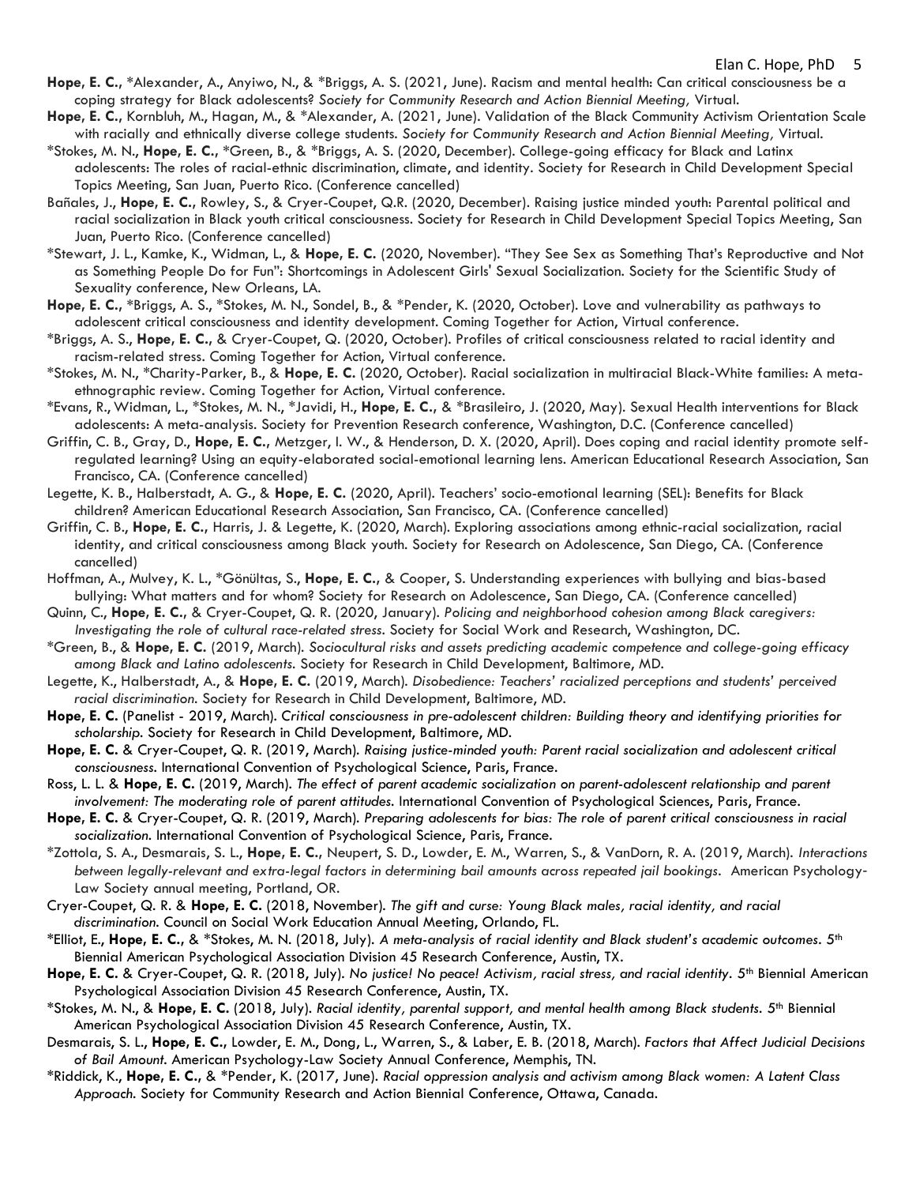**Hope, E. C.**, *Alexander, A., Anyiwo, N., & *Briggs, A. S. (2021, June). Racism and mental health: Can critical consciousness be a coping strategy for Black adolescents? *Society for Community Research and Action Biennial Meeting,* Virtual.

**Hope, E. C.**, Kornbluh, M., Hagan, M., & *Alexander, A. (2021, June). Validation of the Black Community Activism Orientation Scale with racially and ethnically diverse college students. *Society for Community Research and Action Biennial Meeting,* Virtual.

*Stokes, M. N., **Hope, E. C.**, *Green, B., & *Briggs, A. S. (2020, December). College-going efficacy for Black and Latinx adolescents: The roles of racial-ethnic discrimination, climate, and identity. Society for Research in Child Development Special Topics Meeting, San Juan, Puerto Rico. (Conference cancelled)

Bañales, J., **Hope, E. C.**, Rowley, S., & Cryer-Coupet, Q.R. (2020, December). Raising justice minded youth: Parental political and racial socialization in Black youth critical consciousness. Society for Research in Child Development Special Topics Meeting, San Juan, Puerto Rico. (Conference cancelled)

*Stewart, J. L., Kamke, K., Widman, L., & **Hope, E. C.** (2020, November). "They See Sex as Something That's Reproductive and Not as Something People Do for Fun": Shortcomings in Adolescent Girls' Sexual Socialization. Society for the Scientific Study of Sexuality conference, New Orleans, LA.

**Hope, E. C.**, *Briggs, A. S., *Stokes, M. N., Sondel, B., & *Pender, K. (2020, October). Love and vulnerability as pathways to adolescent critical consciousness and identity development. Coming Together for Action, Virtual conference.

*Briggs, A. S., **Hope, E. C.**, & Cryer-Coupet, Q. (2020, October). Profiles of critical consciousness related to racial identity and racism-related stress. Coming Together for Action, Virtual conference.

*Stokes, M. N., *Charity-Parker, B., & **Hope, E. C.** (2020, October). Racial socialization in multiracial Black-White families: A meta-ethnographic review. Coming Together for Action, Virtual conference.

*Evans, R., Widman, L., *Stokes, M. N., *Javidi, H., **Hope, E. C.**, & *Brasileiro, J. (2020, May). Sexual Health interventions for Black adolescents: A meta-analysis. Society for Prevention Research conference, Washington, D.C. (Conference cancelled)

Griffin, C. B., Gray, D., **Hope, E. C.**, Metzger, I. W., & Henderson, D. X. (2020, April). Does coping and racial identity promote self-regulated learning? Using an equity-elaborated social-emotional learning lens. American Educational Research Association, San Francisco, CA. (Conference cancelled)

Legette, K. B., Halberstadt, A. G., & **Hope, E. C.** (2020, April). Teachers' socio-emotional learning (SEL): Benefits for Black children? American Educational Research Association, San Francisco, CA. (Conference cancelled)

Griffin, C. B., **Hope, E. C.**, Harris, J. & Legette, K. (2020, March). Exploring associations among ethnic-racial socialization, racial identity, and critical consciousness among Black youth. Society for Research on Adolescence, San Diego, CA. (Conference cancelled)

Hoffman, A., Mulvey, K. L., *Gönültas, S., **Hope, E. C.**, & Cooper, S. Understanding experiences with bullying and bias-based bullying: What matters and for whom? Society for Research on Adolescence, San Diego, CA. (Conference cancelled)

Quinn, C., **Hope, E. C.**, & Cryer-Coupet, Q. R. (2020, January). *Policing and neighborhood cohesion among Black caregivers: Investigating the role of cultural race-related stress*. Society for Social Work and Research, Washington, DC.

*Green, B., & **Hope, E. C.** (2019, March). *Sociocultural risks and assets predicting academic competence and college-going efficacy among Black and Latino adolescents.* Society for Research in Child Development, Baltimore, MD.

Legette, K., Halberstadt, A., & **Hope, E. C.** (2019, March). *Disobedience: Teachers' racialized perceptions and students' perceived racial discrimination.* Society for Research in Child Development, Baltimore, MD.

**Hope, E. C.** (Panelist - 2019, March). *Critical consciousness in pre-adolescent children: Building theory and identifying priorities for scholarship.* Society for Research in Child Development, Baltimore, MD.

**Hope, E. C.** & Cryer-Coupet, Q. R. (2019, March). *Raising justice-minded youth: Parent racial socialization and adolescent critical consciousness.* International Convention of Psychological Science, Paris, France.

Ross, L. L. & **Hope, E. C.** (2019, March). *The effect of parent academic socialization on parent-adolescent relationship and parent involvement: The moderating role of parent attitudes.* International Convention of Psychological Sciences, Paris, France.

**Hope, E. C.** & Cryer-Coupet, Q. R. (2019, March). *Preparing adolescents for bias: The role of parent critical consciousness in racial socialization.* International Convention of Psychological Science, Paris, France.

*Zottola, S. A., Desmarais, S. L., **Hope, E. C.**, Neupert, S. D., Lowder, E. M., Warren, S., & VanDorn, R. A. (2019, March). *Interactions between legally-relevant and extra-legal factors in determining bail amounts across repeated jail bookings.* American Psychology-Law Society annual meeting, Portland, OR.

Cryer-Coupet, Q. R. & **Hope, E. C.** (2018, November). *The gift and curse: Young Black males, racial identity, and racial discrimination.* Council on Social Work Education Annual Meeting, Orlando, FL.

*Elliot, E., **Hope, E. C.**, & *Stokes, M. N. (2018, July). *A meta-analysis of racial identity and Black student's academic outcomes.* 5th Biennial American Psychological Association Division 45 Research Conference, Austin, TX.

**Hope, E. C.** & Cryer-Coupet, Q. R. (2018, July). *No justice! No peace! Activism, racial stress, and racial identity.* 5th Biennial American Psychological Association Division 45 Research Conference, Austin, TX.

*Stokes, M. N., & **Hope, E. C.** (2018, July). *Racial identity, parental support, and mental health among Black students.* 5th Biennial American Psychological Association Division 45 Research Conference, Austin, TX.

Desmarais, S. L., **Hope, E. C.**, Lowder, E. M., Dong, L., Warren, S., & Laber, E. B. (2018, March). *Factors that Affect Judicial Decisions of Bail Amount.* American Psychology-Law Society Annual Conference, Memphis, TN.

*Riddick, K., **Hope, E. C.**, & *Pender, K. (2017, June). *Racial oppression analysis and activism among Black women: A Latent Class Approach.* Society for Community Research and Action Biennial Conference, Ottawa, Canada.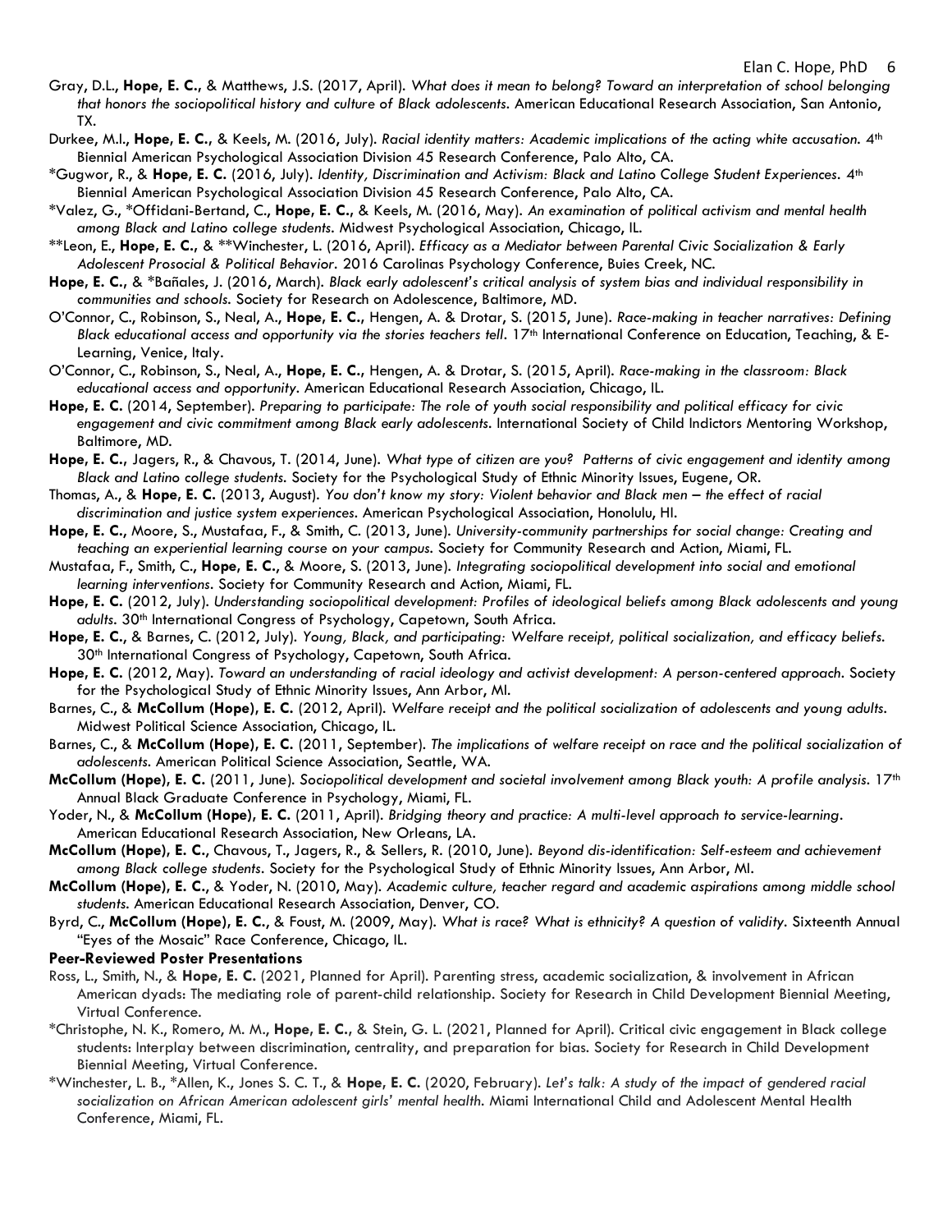Gray, D.L., **Hope, E. C.**, & Matthews, J.S. (2017, April). *What does it mean to belong? Toward an interpretation of school belonging that honors the sociopolitical history and culture of Black adolescents.* American Educational Research Association, San Antonio, TX.

Durkee, M.I., **Hope, E. C.**, & Keels, M. (2016, July). *Racial identity matters: Academic implications of the acting white accusation.* 4th Biennial American Psychological Association Division 45 Research Conference, Palo Alto, CA.

*Gugwor, R., & **Hope, E. C.** (2016, July). *Identity, Discrimination and Activism: Black and Latino College Student Experiences.* 4th Biennial American Psychological Association Division 45 Research Conference, Palo Alto, CA.

*Valez, G., *Offidani-Bertand, C., **Hope, E. C.**, & Keels, M. (2016, May). *An examination of political activism and mental health among Black and Latino college students.* Midwest Psychological Association, Chicago, IL.

**Leon, E., **Hope, E. C.**, & **Winchester, L. (2016, April). *Efficacy as a Mediator between Parental Civic Socialization & Early Adolescent Prosocial & Political Behavior.* 2016 Carolinas Psychology Conference, Buies Creek, NC.

**Hope, E. C.**, & *Bañales, J. (2016, March). *Black early adolescent's critical analysis of system bias and individual responsibility in communities and schools.* Society for Research on Adolescence, Baltimore, MD.

O'Connor, C., Robinson, S., Neal, A., **Hope, E. C.**, Hengen, A. & Drotar, S. (2015, June). *Race-making in teacher narratives: Defining Black educational access and opportunity via the stories teachers tell.* 17th International Conference on Education, Teaching, & E-Learning, Venice, Italy.

O'Connor, C., Robinson, S., Neal, A., **Hope, E. C.**, Hengen, A. & Drotar, S. (2015, April). *Race-making in the classroom: Black educational access and opportunity.* American Educational Research Association, Chicago, IL.

**Hope, E. C.** (2014, September). *Preparing to participate: The role of youth social responsibility and political efficacy for civic engagement and civic commitment among Black early adolescents.* International Society of Child Indictors Mentoring Workshop, Baltimore, MD.

**Hope, E. C.**, Jagers, R., & Chavous, T. (2014, June). *What type of citizen are you? Patterns of civic engagement and identity among Black and Latino college students.* Society for the Psychological Study of Ethnic Minority Issues, Eugene, OR.

Thomas, A., & **Hope, E. C.** (2013, August). *You don't know my story: Violent behavior and Black men – the effect of racial discrimination and justice system experiences.* American Psychological Association, Honolulu, HI.

**Hope, E. C.**, Moore, S., Mustafaa, F., & Smith, C. (2013, June). *University-community partnerships for social change: Creating and teaching an experiential learning course on your campus.* Society for Community Research and Action, Miami, FL.

Mustafaa, F., Smith, C., **Hope, E. C.**, & Moore, S. (2013, June). *Integrating sociopolitical development into social and emotional learning interventions.* Society for Community Research and Action, Miami, FL.

**Hope, E. C.** (2012, July). *Understanding sociopolitical development: Profiles of ideological beliefs among Black adolescents and young adults.* 30th International Congress of Psychology, Capetown, South Africa.

**Hope, E. C.**, & Barnes, C. (2012, July). *Young, Black, and participating: Welfare receipt, political socialization, and efficacy beliefs.* 30th International Congress of Psychology, Capetown, South Africa.

**Hope, E. C.** (2012, May). *Toward an understanding of racial ideology and activist development: A person-centered approach.* Society for the Psychological Study of Ethnic Minority Issues, Ann Arbor, MI.

Barnes, C., & **McCollum (Hope), E. C.** (2012, April). *Welfare receipt and the political socialization of adolescents and young adults.* Midwest Political Science Association, Chicago, IL.

Barnes, C., & **McCollum (Hope), E. C.** (2011, September). *The implications of welfare receipt on race and the political socialization of adolescents.* American Political Science Association, Seattle, WA.

**McCollum (Hope), E. C.** (2011, June). *Sociopolitical development and societal involvement among Black youth: A profile analysis.* 17th Annual Black Graduate Conference in Psychology, Miami, FL.

Yoder, N., & **McCollum (Hope), E. C.** (2011, April). *Bridging theory and practice: A multi-level approach to service-learning.* American Educational Research Association, New Orleans, LA.

**McCollum (Hope), E. C.**, Chavous, T., Jagers, R., & Sellers, R. (2010, June). *Beyond dis-identification: Self-esteem and achievement among Black college students.* Society for the Psychological Study of Ethnic Minority Issues, Ann Arbor, MI.

**McCollum (Hope), E. C.**, & Yoder, N. (2010, May). *Academic culture, teacher regard and academic aspirations among middle school students.* American Educational Research Association, Denver, CO.

Byrd, C., **McCollum (Hope), E. C.**, & Foust, M. (2009, May). *What is race? What is ethnicity? A question of validity.* Sixteenth Annual "Eyes of the Mosaic" Race Conference, Chicago, IL.

**Peer-Reviewed Poster Presentations**

Ross, L., Smith, N., & **Hope, E. C.** (2021, Planned for April). Parenting stress, academic socialization, & involvement in African American dyads: The mediating role of parent-child relationship. Society for Research in Child Development Biennial Meeting, Virtual Conference.

*Christophe, N. K., Romero, M. M., **Hope, E. C.**, & Stein, G. L. (2021, Planned for April). Critical civic engagement in Black college students: Interplay between discrimination, centrality, and preparation for bias. Society for Research in Child Development Biennial Meeting, Virtual Conference.

*Winchester, L. B., *Allen, K., Jones S. C. T., & **Hope, E. C.** (2020, February). *Let's talk: A study of the impact of gendered racial socialization on African American adolescent girls' mental health.* Miami International Child and Adolescent Mental Health Conference, Miami, FL.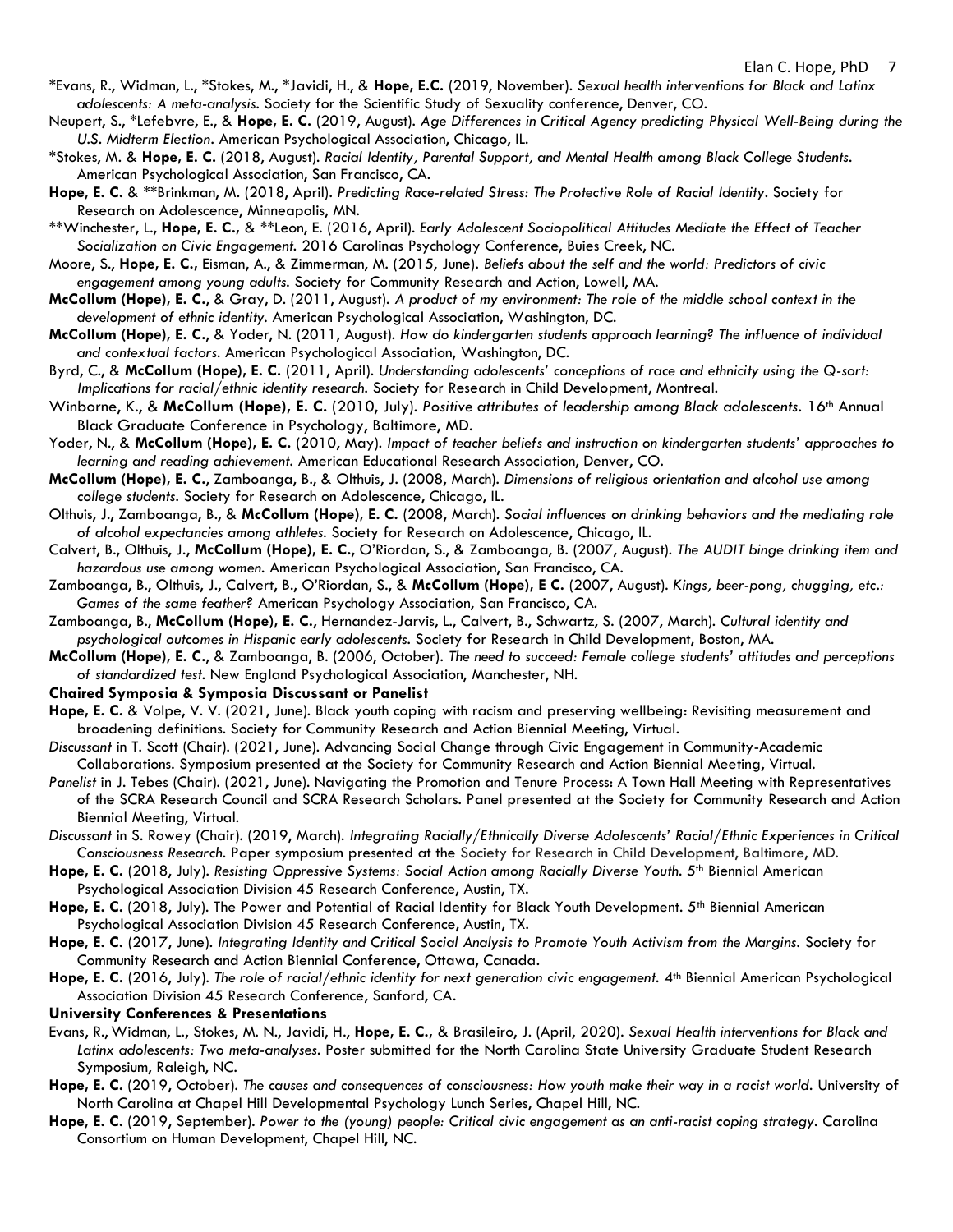*Evans, R., Widman, L., *Stokes, M., *Javidi, H., & **Hope, E.C.** (2019, November). *Sexual health interventions for Black and Latinx adolescents: A meta-analysis.* Society for the Scientific Study of Sexuality conference, Denver, CO.

Neupert, S., *Lefebvre, E., & **Hope, E. C.** (2019, August). *Age Differences in Critical Agency predicting Physical Well-Being during the U.S. Midterm Election.* American Psychological Association, Chicago, IL.

*Stokes, M. & **Hope, E. C.** (2018, August). *Racial Identity, Parental Support, and Mental Health among Black College Students.* American Psychological Association, San Francisco, CA.

**Hope, E. C.** & **Brinkman, M. (2018, April). *Predicting Race-related Stress: The Protective Role of Racial Identity.* Society for Research on Adolescence, Minneapolis, MN.

**Winchester, L., **Hope, E. C.**, & **Leon, E. (2016, April). *Early Adolescent Sociopolitical Attitudes Mediate the Effect of Teacher Socialization on Civic Engagement.* 2016 Carolinas Psychology Conference, Buies Creek, NC.

Moore, S., **Hope, E. C.**, Eisman, A., & Zimmerman, M. (2015, June). *Beliefs about the self and the world: Predictors of civic engagement among young adults.* Society for Community Research and Action, Lowell, MA.

**McCollum (Hope), E. C.**, & Gray, D. (2011, August). *A product of my environment: The role of the middle school context in the development of ethnic identity.* American Psychological Association, Washington, DC.

**McCollum (Hope), E. C.**, & Yoder, N. (2011, August). *How do kindergarten students approach learning? The influence of individual and contextual factors.* American Psychological Association, Washington, DC.

Byrd, C., & **McCollum (Hope), E. C.** (2011, April). *Understanding adolescents' conceptions of race and ethnicity using the Q-sort: Implications for racial/ethnic identity research.* Society for Research in Child Development, Montreal.

Winborne, K., & **McCollum (Hope), E. C.** (2010, July). *Positive attributes of leadership among Black adolescents.* 16th Annual Black Graduate Conference in Psychology, Baltimore, MD.

Yoder, N., & **McCollum (Hope), E. C.** (2010, May). *Impact of teacher beliefs and instruction on kindergarten students' approaches to learning and reading achievement.* American Educational Research Association, Denver, CO.

**McCollum (Hope), E. C.**, Zamboanga, B., & Olthuis, J. (2008, March). *Dimensions of religious orientation and alcohol use among college students.* Society for Research on Adolescence, Chicago, IL.

Olthuis, J., Zamboanga, B., & **McCollum (Hope), E. C.** (2008, March). *Social influences on drinking behaviors and the mediating role of alcohol expectancies among athletes.* Society for Research on Adolescence, Chicago, IL.

Calvert, B., Olthuis, J., **McCollum (Hope), E. C.**, O'Riordan, S., & Zamboanga, B. (2007, August). *The AUDIT binge drinking item and hazardous use among women.* American Psychological Association, San Francisco, CA.

Zamboanga, B., Olthuis, J., Calvert, B., O'Riordan, S., & **McCollum (Hope), E C.** (2007, August). *Kings, beer-pong, chugging, etc.: Games of the same feather?* American Psychology Association, San Francisco, CA.

Zamboanga, B., **McCollum (Hope), E. C.**, Hernandez-Jarvis, L., Calvert, B., Schwartz, S. (2007, March). *Cultural identity and psychological outcomes in Hispanic early adolescents.* Society for Research in Child Development, Boston, MA.

**McCollum (Hope), E. C.**, & Zamboanga, B. (2006, October). *The need to succeed: Female college students' attitudes and perceptions of standardized test.* New England Psychological Association, Manchester, NH.

**Chaired Symposia & Symposia Discussant or Panelist**

**Hope, E. C.** & Volpe, V. V. (2021, June). Black youth coping with racism and preserving wellbeing: Revisiting measurement and broadening definitions. Society for Community Research and Action Biennial Meeting, Virtual.

*Discussant* in T. Scott (Chair). (2021, June). Advancing Social Change through Civic Engagement in Community-Academic Collaborations. Symposium presented at the Society for Community Research and Action Biennial Meeting, Virtual.

*Panelist* in J. Tebes (Chair). (2021, June). Navigating the Promotion and Tenure Process: A Town Hall Meeting with Representatives of the SCRA Research Council and SCRA Research Scholars. Panel presented at the Society for Community Research and Action Biennial Meeting, Virtual.

*Discussant* in S. Rowey (Chair). (2019, March). *Integrating Racially/Ethnically Diverse Adolescents' Racial/Ethnic Experiences in Critical Consciousness Research.* Paper symposium presented at the Society for Research in Child Development, Baltimore, MD.

**Hope, E. C.** (2018, July). *Resisting Oppressive Systems: Social Action among Racially Diverse Youth.* 5th Biennial American Psychological Association Division 45 Research Conference, Austin, TX.

**Hope, E. C.** (2018, July). The Power and Potential of Racial Identity for Black Youth Development. 5th Biennial American Psychological Association Division 45 Research Conference, Austin, TX.

**Hope, E. C.** (2017, June). *Integrating Identity and Critical Social Analysis to Promote Youth Activism from the Margins.* Society for Community Research and Action Biennial Conference, Ottawa, Canada.

**Hope, E. C.** (2016, July). *The role of racial/ethnic identity for next generation civic engagement.* 4th Biennial American Psychological Association Division 45 Research Conference, Sanford, CA.

**University Conferences & Presentations**

Evans, R., Widman, L., Stokes, M. N., Javidi, H., **Hope, E. C.**, & Brasileiro, J. (April, 2020). *Sexual Health interventions for Black and Latinx adolescents: Two meta-analyses.* Poster submitted for the North Carolina State University Graduate Student Research Symposium, Raleigh, NC.

**Hope, E. C.** (2019, October). *The causes and consequences of consciousness: How youth make their way in a racist world.* University of North Carolina at Chapel Hill Developmental Psychology Lunch Series, Chapel Hill, NC.

**Hope, E. C.** (2019, September). *Power to the (young) people: Critical civic engagement as an anti-racist coping strategy.* Carolina Consortium on Human Development, Chapel Hill, NC.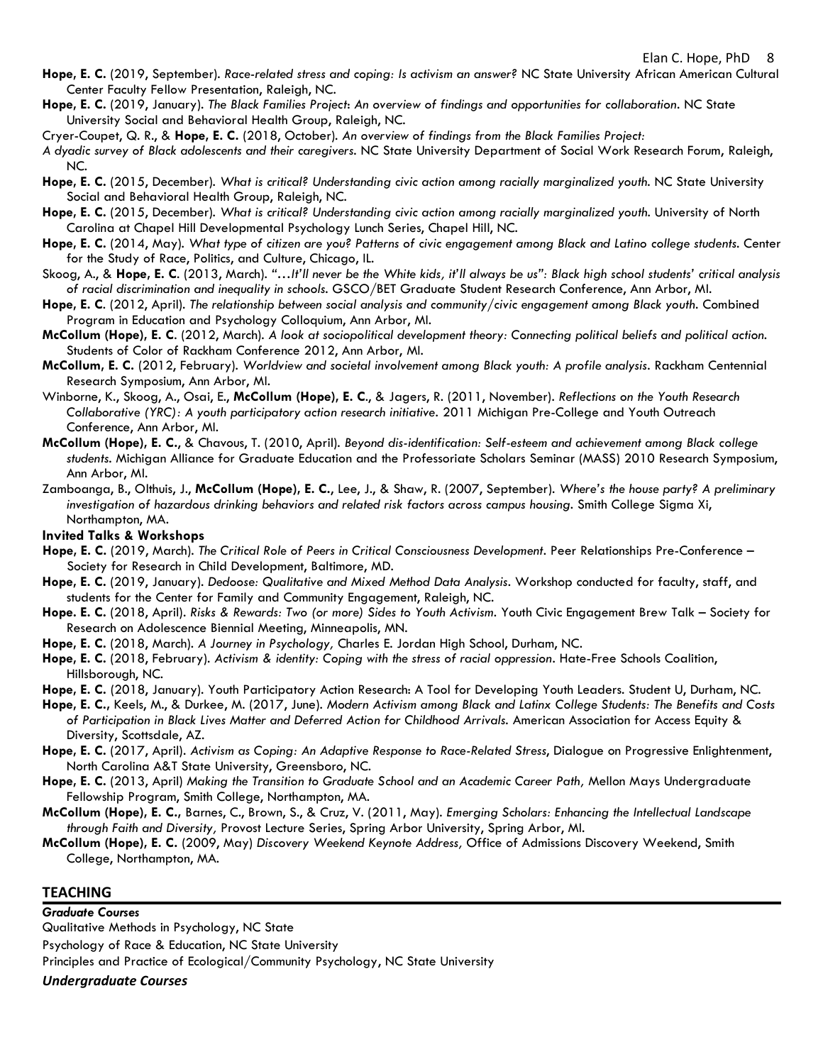**Hope, E. C.** (2019, September). *Race-related stress and coping: Is activism an answer?* NC State University African American Cultural Center Faculty Fellow Presentation, Raleigh, NC.

**Hope, E. C.** (2019, January). *The Black Families Project: An overview of findings and opportunities for collaboration*. NC State University Social and Behavioral Health Group, Raleigh, NC.

Cryer-Coupet, Q. R., & **Hope, E. C.** (2018, October). *An overview of findings from the Black Families Project: A dyadic survey of Black adolescents and their caregivers*. NC State University Department of Social Work Research Forum, Raleigh, NC.

**Hope, E. C.** (2015, December). *What is critical? Understanding civic action among racially marginalized youth*. NC State University Social and Behavioral Health Group, Raleigh, NC.

**Hope, E. C.** (2015, December). *What is critical? Understanding civic action among racially marginalized youth*. University of North Carolina at Chapel Hill Developmental Psychology Lunch Series, Chapel Hill, NC.

**Hope, E. C.** (2014, May). *What type of citizen are you? Patterns of civic engagement among Black and Latino college students*. Center for the Study of Race, Politics, and Culture, Chicago, IL.

Skoog, A., & **Hope, E. C**. (2013, March). *"…It'll never be the White kids, it'll always be us": Black high school students' critical analysis of racial discrimination and inequality in schools*. GSCO/BET Graduate Student Research Conference, Ann Arbor, MI.

**Hope, E. C**. (2012, April). *The relationship between social analysis and community/civic engagement among Black youth*. Combined Program in Education and Psychology Colloquium, Ann Arbor, MI.

**McCollum (Hope), E. C**. (2012, March). *A look at sociopolitical development theory: Connecting political beliefs and political action*. Students of Color of Rackham Conference 2012, Ann Arbor, MI.

**McCollum, E. C.** (2012, February). *Worldview and societal involvement among Black youth: A profile analysis*. Rackham Centennial Research Symposium, Ann Arbor, MI.

Winborne, K., Skoog, A., Osai, E., **McCollum (Hope), E. C**., & Jagers, R. (2011, November). *Reflections on the Youth Research Collaborative (YRC): A youth participatory action research initiative*. 2011 Michigan Pre-College and Youth Outreach Conference, Ann Arbor, MI.

**McCollum (Hope), E. C.**, & Chavous, T. (2010, April). *Beyond dis-identification: Self-esteem and achievement among Black college students*. Michigan Alliance for Graduate Education and the Professoriate Scholars Seminar (MASS) 2010 Research Symposium, Ann Arbor, MI.

Zamboanga, B., Olthuis, J., **McCollum (Hope), E. C.**, Lee, J., & Shaw, R. (2007, September). *Where's the house party? A preliminary investigation of hazardous drinking behaviors and related risk factors across campus housing*. Smith College Sigma Xi, Northampton, MA.

**Invited Talks & Workshops**

**Hope, E. C.** (2019, March). *The Critical Role of Peers in Critical Consciousness Development*. Peer Relationships Pre-Conference – Society for Research in Child Development, Baltimore, MD.

**Hope, E. C.** (2019, January). *Dedoose: Qualitative and Mixed Method Data Analysis*. Workshop conducted for faculty, staff, and students for the Center for Family and Community Engagement, Raleigh, NC.

**Hope. E. C.** (2018, April). *Risks & Rewards: Two (or more) Sides to Youth Activism*. Youth Civic Engagement Brew Talk – Society for Research on Adolescence Biennial Meeting, Minneapolis, MN.

**Hope, E. C.** (2018, March). *A Journey in Psychology,* Charles E. Jordan High School, Durham, NC.

**Hope, E. C.** (2018, February). *Activism & identity: Coping with the stress of racial oppression*. Hate-Free Schools Coalition, Hillsborough, NC.

**Hope, E. C.** (2018, January). Youth Participatory Action Research: A Tool for Developing Youth Leaders. Student U, Durham, NC.

**Hope, E. C.**, Keels, M., & Durkee, M. (2017, June). *Modern Activism among Black and Latinx College Students: The Benefits and Costs of Participation in Black Lives Matter and Deferred Action for Childhood Arrivals*. American Association for Access Equity & Diversity, Scottsdale, AZ.

**Hope, E. C.** (2017, April). *Activism as Coping: An Adaptive Response to Race-Related Stress*, Dialogue on Progressive Enlightenment, North Carolina A&T State University, Greensboro, NC.

**Hope, E. C.** (2013, April) *Making the Transition to Graduate School and an Academic Career Path,* Mellon Mays Undergraduate Fellowship Program, Smith College, Northampton, MA.

**McCollum (Hope), E. C.**, Barnes, C., Brown, S., & Cruz, V. (2011, May). *Emerging Scholars: Enhancing the Intellectual Landscape through Faith and Diversity,* Provost Lecture Series, Spring Arbor University, Spring Arbor, MI.

**McCollum (Hope), E. C.** (2009, May) *Discovery Weekend Keynote Address,* Office of Admissions Discovery Weekend, Smith College, Northampton, MA.

## TEACHING

***Graduate Courses***

Qualitative Methods in Psychology, NC State

Psychology of Race & Education, NC State University

Principles and Practice of Ecological/Community Psychology, NC State University

***Undergraduate Courses***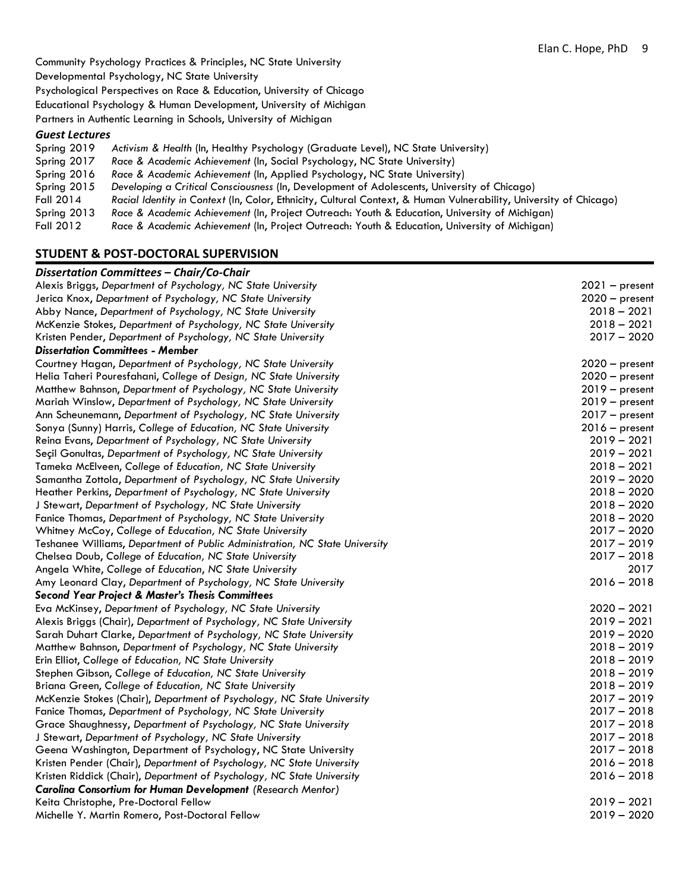Community Psychology Practices & Principles, NC State University
Developmental Psychology, NC State University
Psychological Perspectives on Race & Education, University of Chicago
Educational Psychology & Human Development, University of Michigan
Partners in Authentic Learning in Schools, University of Michigan

### *Guest Lectures*

Spring 2019 *Activism & Health* (In, Healthy Psychology (Graduate Level), NC State University)
Spring 2017 *Race & Academic Achievement* (In, Social Psychology, NC State University)
Spring 2016 *Race & Academic Achievement* (In, Applied Psychology, NC State University)
Spring 2015 *Developing a Critical Consciousness* (In, Development of Adolescents, University of Chicago)
Fall 2014 *Racial Identity in Context* (In, Color, Ethnicity, Cultural Context, & Human Vulnerability, University of Chicago)
Spring 2013 *Race & Academic Achievement* (In, Project Outreach: Youth & Education, University of Michigan)
Fall 2012 *Race & Academic Achievement* (In, Project Outreach: Youth & Education, University of Michigan)

## STUDENT & POST-DOCTORAL SUPERVISION

### *Dissertation Committees – Chair/Co-Chair*

Alexis Briggs, *Department of Psychology, NC State University* 2021 – present
Jerica Knox, *Department of Psychology, NC State University* 2020 – present
Abby Nance, *Department of Psychology, NC State University* 2018 – 2021
McKenzie Stokes, *Department of Psychology, NC State University* 2018 – 2021
Kristen Pender, *Department of Psychology, NC State University* 2017 – 2020

### *Dissertation Committees - Member*

Courtney Hagan, *Department of Psychology, NC State University* 2020 – present
Helia Taheri Pouresfahani, *College of Design, NC State University* 2020 – present
Matthew Bahnson, *Department of Psychology, NC State University* 2019 – present
Mariah Winslow, *Department of Psychology, NC State University* 2019 – present
Ann Scheunemann, *Department of Psychology, NC State University* 2017 – present
Sonya (Sunny) Harris, *College of Education, NC State University* 2016 – present
Reina Evans, *Department of Psychology, NC State University* 2019 – 2021
Seçil Gonultas, *Department of Psychology, NC State University* 2019 – 2021
Tameka McElveen, *College of Education, NC State University* 2018 – 2021
Samantha Zottola, *Department of Psychology, NC State University* 2019 – 2020
Heather Perkins, *Department of Psychology, NC State University* 2018 – 2020
J Stewart, *Department of Psychology, NC State University* 2018 – 2020
Fanice Thomas, *Department of Psychology, NC State University* 2018 – 2020
Whitney McCoy, *College of Education, NC State University* 2017 – 2020
Teshanee Williams, *Department of Public Administration, NC State University* 2017 – 2019
Chelsea Doub, *College of Education, NC State University* 2017 – 2018
Angela White, *College of Education, NC State University* 2017
Amy Leonard Clay, *Department of Psychology, NC State University* 2016 – 2018

### *Second Year Project & Master's Thesis Committees*

Eva McKinsey, *Department of Psychology, NC State University* 2020 – 2021
Alexis Briggs (Chair), *Department of Psychology, NC State University* 2019 – 2021
Sarah Duhart Clarke, *Department of Psychology, NC State University* 2019 – 2020
Matthew Bahnson, *Department of Psychology, NC State University* 2018 – 2019
Erin Elliot, *College of Education, NC State University* 2018 – 2019
Stephen Gibson, *College of Education, NC State University* 2018 – 2019
Briana Green, *College of Education, NC State University* 2018 – 2019
McKenzie Stokes (Chair), *Department of Psychology, NC State University* 2017 – 2019
Fanice Thomas, *Department of Psychology, NC State University* 2017 – 2018
Grace Shaughnessy, *Department of Psychology, NC State University* 2017 – 2018
J Stewart, *Department of Psychology, NC State University* 2017 – 2018
Geena Washington, Department of Psychology, NC State University 2017 – 2018
Kristen Pender (Chair), *Department of Psychology, NC State University* 2016 – 2018
Kristen Riddick (Chair), *Department of Psychology, NC State University* 2016 – 2018

### *Carolina Consortium for Human Development (Research Mentor)*

Keita Christophe, Pre-Doctoral Fellow 2019 – 2021
Michelle Y. Martin Romero, Post-Doctoral Fellow 2019 – 2020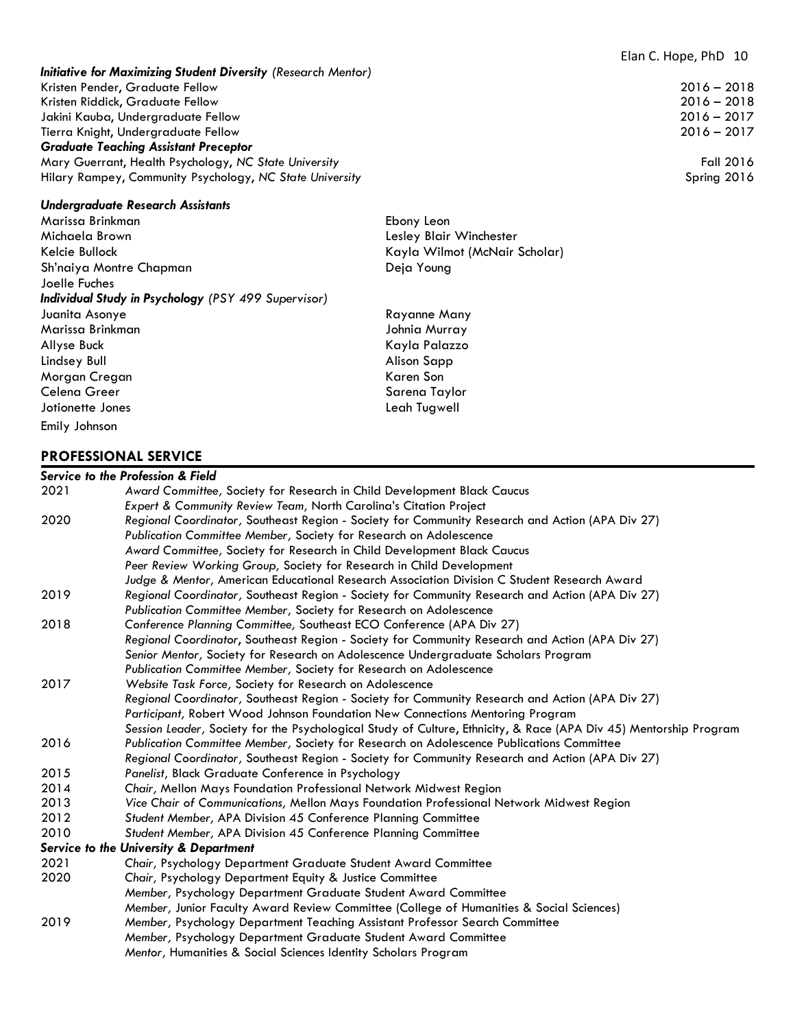***Initiative for Maximizing Student Diversity*** *(Research Mentor)*

Kristen Pender, Graduate Fellow — 2016 – 2018
Kristen Riddick, Graduate Fellow — 2016 – 2018
Jakini Kauba, Undergraduate Fellow — 2016 – 2017
Tierra Knight, Undergraduate Fellow — 2016 – 2017

***Graduate Teaching Assistant Preceptor***

Mary Guerrant, Health Psychology, *NC State University* — Fall 2016
Hilary Rampey, Community Psychology, *NC State University* — Spring 2016

***Undergraduate Research Assistants***

Marissa Brinkman
Michaela Brown
Kelcie Bullock
Sh'naiya Montre Chapman
Joelle Fuches
Ebony Leon
Lesley Blair Winchester
Kayla Wilmot (McNair Scholar)
Deja Young

***Individual Study in Psychology*** *(PSY 499 Supervisor)*

Juanita Asonye
Marissa Brinkman
Allyse Buck
Lindsey Bull
Morgan Cregan
Celena Greer
Jotionette Jones
Emily Johnson
Rayanne Many
Johnia Murray
Kayla Palazzo
Alison Sapp
Karen Son
Sarena Taylor
Leah Tugwell

## PROFESSIONAL SERVICE

***Service to the Profession & Field***

2021
- *Award Committee,* Society for Research in Child Development Black Caucus
- *Expert & Community Review Team,* North Carolina's Citation Project

2020
- *Regional Coordinator,* Southeast Region - Society for Community Research and Action (APA Div 27)
- *Publication Committee Member,* Society for Research on Adolescence
- *Award Committee,* Society for Research in Child Development Black Caucus
- *Peer Review Working Group,* Society for Research in Child Development
- *Judge & Mentor,* American Educational Research Association Division C Student Research Award

2019
- *Regional Coordinator,* Southeast Region - Society for Community Research and Action (APA Div 27)
- *Publication Committee Member,* Society for Research on Adolescence

2018
- *Conference Planning Committee,* Southeast ECO Conference (APA Div 27)
- *Regional Coordinator,* Southeast Region - Society for Community Research and Action (APA Div 27)
- *Senior Mentor,* Society for Research on Adolescence Undergraduate Scholars Program
- *Publication Committee Member,* Society for Research on Adolescence

2017
- *Website Task Force,* Society for Research on Adolescence
- *Regional Coordinator,* Southeast Region - Society for Community Research and Action (APA Div 27)
- *Participant,* Robert Wood Johnson Foundation New Connections Mentoring Program
- *Session Leader,* Society for the Psychological Study of Culture, Ethnicity, & Race (APA Div 45) Mentorship Program

2016
- *Publication Committee Member,* Society for Research on Adolescence Publications Committee
- *Regional Coordinator,* Southeast Region - Society for Community Research and Action (APA Div 27)

2015
- *Panelist,* Black Graduate Conference in Psychology

2014
- *Chair,* Mellon Mays Foundation Professional Network Midwest Region

2013
- *Vice Chair of Communications,* Mellon Mays Foundation Professional Network Midwest Region

2012
- *Student Member,* APA Division 45 Conference Planning Committee

2010
- *Student Member,* APA Division 45 Conference Planning Committee

***Service to the University & Department***

2021
- *Chair,* Psychology Department Graduate Student Award Committee

2020
- *Chair,* Psychology Department Equity & Justice Committee
- *Member,* Psychology Department Graduate Student Award Committee
- *Member,* Junior Faculty Award Review Committee (College of Humanities & Social Sciences)

2019
- *Member,* Psychology Department Teaching Assistant Professor Search Committee
- *Member,* Psychology Department Graduate Student Award Committee
- *Mentor,* Humanities & Social Sciences Identity Scholars Program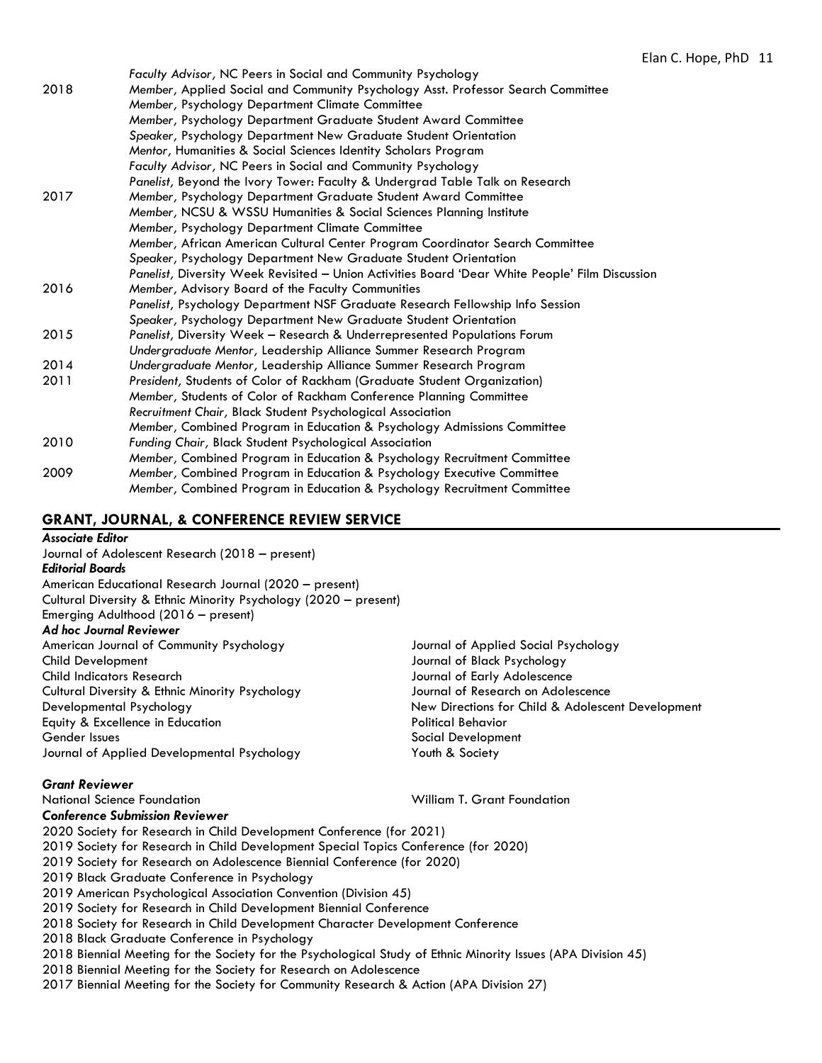| | |
|---|---|
| | *Faculty Advisor*, NC Peers in Social and Community Psychology |
| 2018 | *Member*, Applied Social and Community Psychology Asst. Professor Search Committee |
| | *Member*, Psychology Department Climate Committee |
| | *Member*, Psychology Department Graduate Student Award Committee |
| | *Speaker*, Psychology Department New Graduate Student Orientation |
| | *Mentor*, Humanities & Social Sciences Identity Scholars Program |
| | *Faculty Advisor*, NC Peers in Social and Community Psychology |
| | *Panelist*, Beyond the Ivory Tower: Faculty & Undergrad Table Talk on Research |
| 2017 | *Member*, Psychology Department Graduate Student Award Committee |
| | *Member*, NCSU & WSSU Humanities & Social Sciences Planning Institute |
| | *Member*, Psychology Department Climate Committee |
| | *Member*, African American Cultural Center Program Coordinator Search Committee |
| | *Speaker*, Psychology Department New Graduate Student Orientation |
| | *Panelist*, Diversity Week Revisited – Union Activities Board 'Dear White People' Film Discussion |
| 2016 | *Member*, Advisory Board of the Faculty Communities |
| | *Panelist*, Psychology Department NSF Graduate Research Fellowship Info Session |
| | *Speaker*, Psychology Department New Graduate Student Orientation |
| 2015 | *Panelist*, Diversity Week – Research & Underrepresented Populations Forum |
| | *Undergraduate Mentor*, Leadership Alliance Summer Research Program |
| 2014 | *Undergraduate Mentor*, Leadership Alliance Summer Research Program |
| 2011 | *President*, Students of Color of Rackham (Graduate Student Organization) |
| | *Member*, Students of Color of Rackham Conference Planning Committee |
| | *Recruitment Chair*, Black Student Psychological Association |
| | *Member*, Combined Program in Education & Psychology Admissions Committee |
| 2010 | *Funding Chair*, Black Student Psychological Association |
| | *Member*, Combined Program in Education & Psychology Recruitment Committee |
| 2009 | *Member*, Combined Program in Education & Psychology Executive Committee |
| | *Member*, Combined Program in Education & Psychology Recruitment Committee |

## GRANT, JOURNAL, & CONFERENCE REVIEW SERVICE

***Associate Editor***

Journal of Adolescent Research (2018 – present)

***Editorial Boards***

American Educational Research Journal (2020 – present)
Cultural Diversity & Ethnic Minority Psychology (2020 – present)
Emerging Adulthood (2016 – present)

***Ad hoc Journal Reviewer***

American Journal of Community Psychology
Child Development
Child Indicators Research
Cultural Diversity & Ethnic Minority Psychology
Developmental Psychology
Equity & Excellence in Education
Gender Issues
Journal of Applied Developmental Psychology
Journal of Applied Social Psychology
Journal of Black Psychology
Journal of Early Adolescence
Journal of Research on Adolescence
New Directions for Child & Adolescent Development
Political Behavior
Social Development
Youth & Society

***Grant Reviewer***

National Science Foundation
William T. Grant Foundation

***Conference Submission Reviewer***

2020 Society for Research in Child Development Conference (for 2021)
2019 Society for Research in Child Development Special Topics Conference (for 2020)
2019 Society for Research on Adolescence Biennial Conference (for 2020)
2019 Black Graduate Conference in Psychology
2019 American Psychological Association Convention (Division 45)
2019 Society for Research in Child Development Biennial Conference
2018 Society for Research in Child Development Character Development Conference
2018 Black Graduate Conference in Psychology
2018 Biennial Meeting for the Society for the Psychological Study of Ethnic Minority Issues (APA Division 45)
2018 Biennial Meeting for the Society for Research on Adolescence
2017 Biennial Meeting for the Society for Community Research & Action (APA Division 27)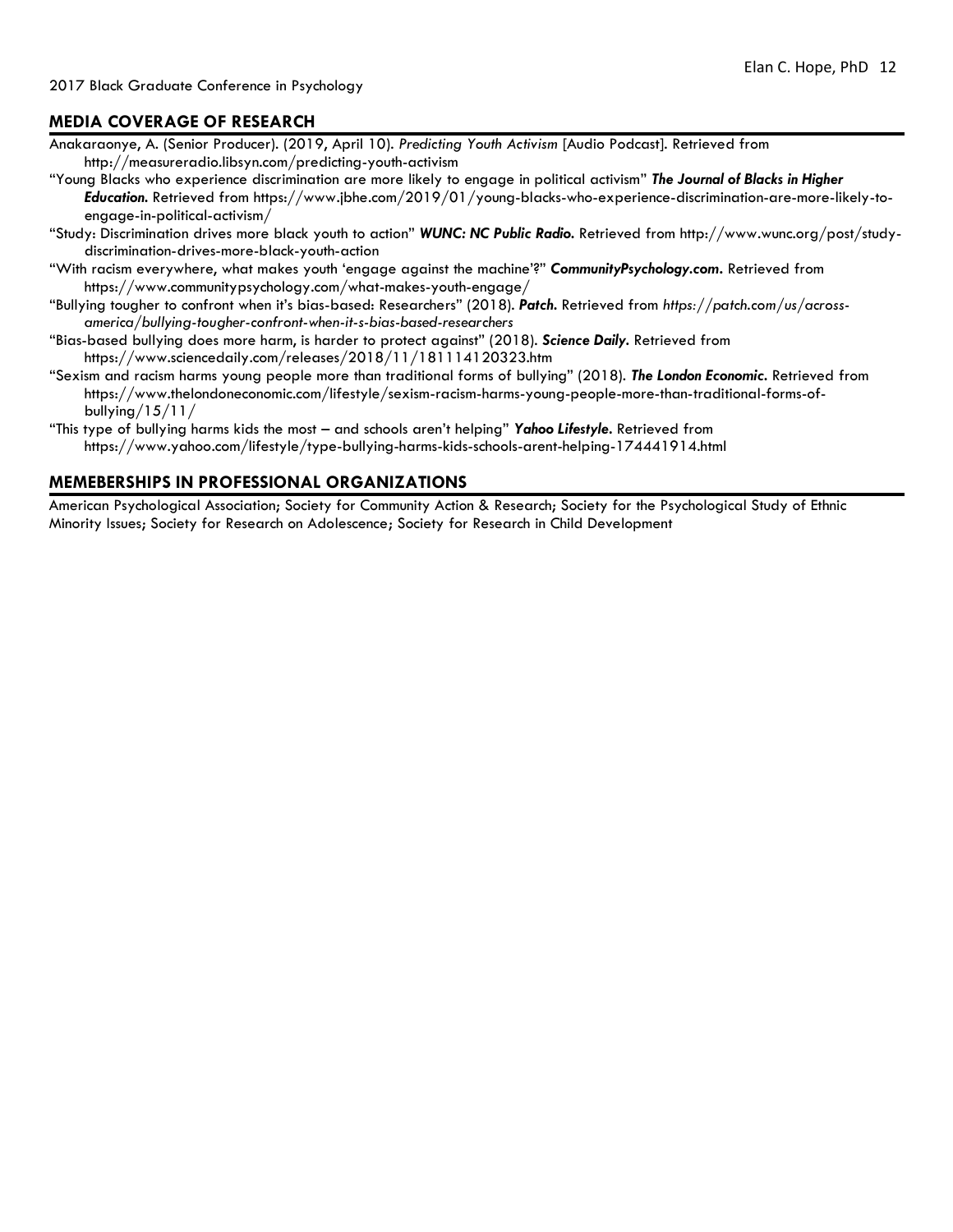2017 Black Graduate Conference in Psychology

## MEDIA COVERAGE OF RESEARCH

Anakaraonye, A. (Senior Producer). (2019, April 10). *Predicting Youth Activism* [Audio Podcast]. Retrieved from http://measureradio.libsyn.com/predicting-youth-activism

"Young Blacks who experience discrimination are more likely to engage in political activism" ***The Journal of Blacks in Higher Education.*** Retrieved from https://www.jbhe.com/2019/01/young-blacks-who-experience-discrimination-are-more-likely-to-engage-in-political-activism/

"Study: Discrimination drives more black youth to action" ***WUNC: NC Public Radio.*** Retrieved from http://www.wunc.org/post/study-discrimination-drives-more-black-youth-action

"With racism everywhere, what makes youth 'engage against the machine'?" ***CommunityPsychology.com.*** Retrieved from https://www.communitypsychology.com/what-makes-youth-engage/

"Bullying tougher to confront when it's bias-based: Researchers" (2018). ***Patch.*** Retrieved from *https://patch.com/us/across-america/bullying-tougher-confront-when-it-s-bias-based-researchers*

"Bias-based bullying does more harm, is harder to protect against" (2018). ***Science Daily.*** Retrieved from https://www.sciencedaily.com/releases/2018/11/181114120323.htm

"Sexism and racism harms young people more than traditional forms of bullying" (2018). ***The London Economic.*** Retrieved from https://www.thelondoneconomic.com/lifestyle/sexism-racism-harms-young-people-more-than-traditional-forms-of-bullying/15/11/

"This type of bullying harms kids the most – and schools aren't helping" ***Yahoo Lifestyle.*** Retrieved from https://www.yahoo.com/lifestyle/type-bullying-harms-kids-schools-arent-helping-174441914.html

## MEMEBERSHIPS IN PROFESSIONAL ORGANIZATIONS

American Psychological Association; Society for Community Action & Research; Society for the Psychological Study of Ethnic Minority Issues; Society for Research on Adolescence; Society for Research in Child Development